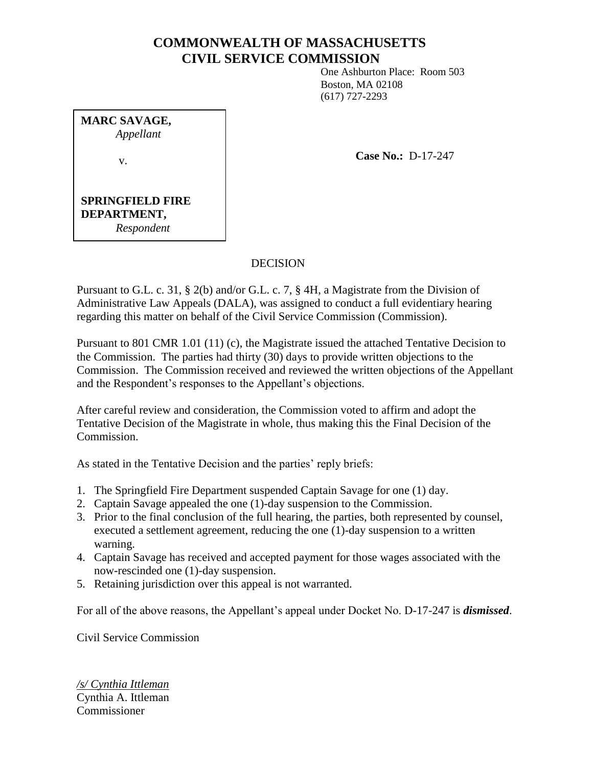# COMMONWEALTH OF MASSACHUSETTS
# CIVIL SERVICE COMMISSION

One Ashburton Place: Room 503
Boston, MA 02108
(617) 727-2293

**MARC SAVAGE,**
*Appellant*

v.

**SPRINGFIELD FIRE DEPARTMENT,**
*Respondent*

**Case No.:** D-17-247

DECISION

Pursuant to G.L. c. 31, § 2(b) and/or G.L. c. 7, § 4H, a Magistrate from the Division of Administrative Law Appeals (DALA), was assigned to conduct a full evidentiary hearing regarding this matter on behalf of the Civil Service Commission (Commission).

Pursuant to 801 CMR 1.01 (11) (c), the Magistrate issued the attached Tentative Decision to the Commission. The parties had thirty (30) days to provide written objections to the Commission. The Commission received and reviewed the written objections of the Appellant and the Respondent's responses to the Appellant's objections.

After careful review and consideration, the Commission voted to affirm and adopt the Tentative Decision of the Magistrate in whole, thus making this the Final Decision of the Commission.

As stated in the Tentative Decision and the parties' reply briefs:

1. The Springfield Fire Department suspended Captain Savage for one (1) day.
2. Captain Savage appealed the one (1)-day suspension to the Commission.
3. Prior to the final conclusion of the full hearing, the parties, both represented by counsel, executed a settlement agreement, reducing the one (1)-day suspension to a written warning.
4. Captain Savage has received and accepted payment for those wages associated with the now-rescinded one (1)-day suspension.
5. Retaining jurisdiction over this appeal is not warranted.

For all of the above reasons, the Appellant's appeal under Docket No. D-17-247 is ***dismissed***.

Civil Service Commission

*/s/ Cynthia Ittleman*
Cynthia A. Ittleman
Commissioner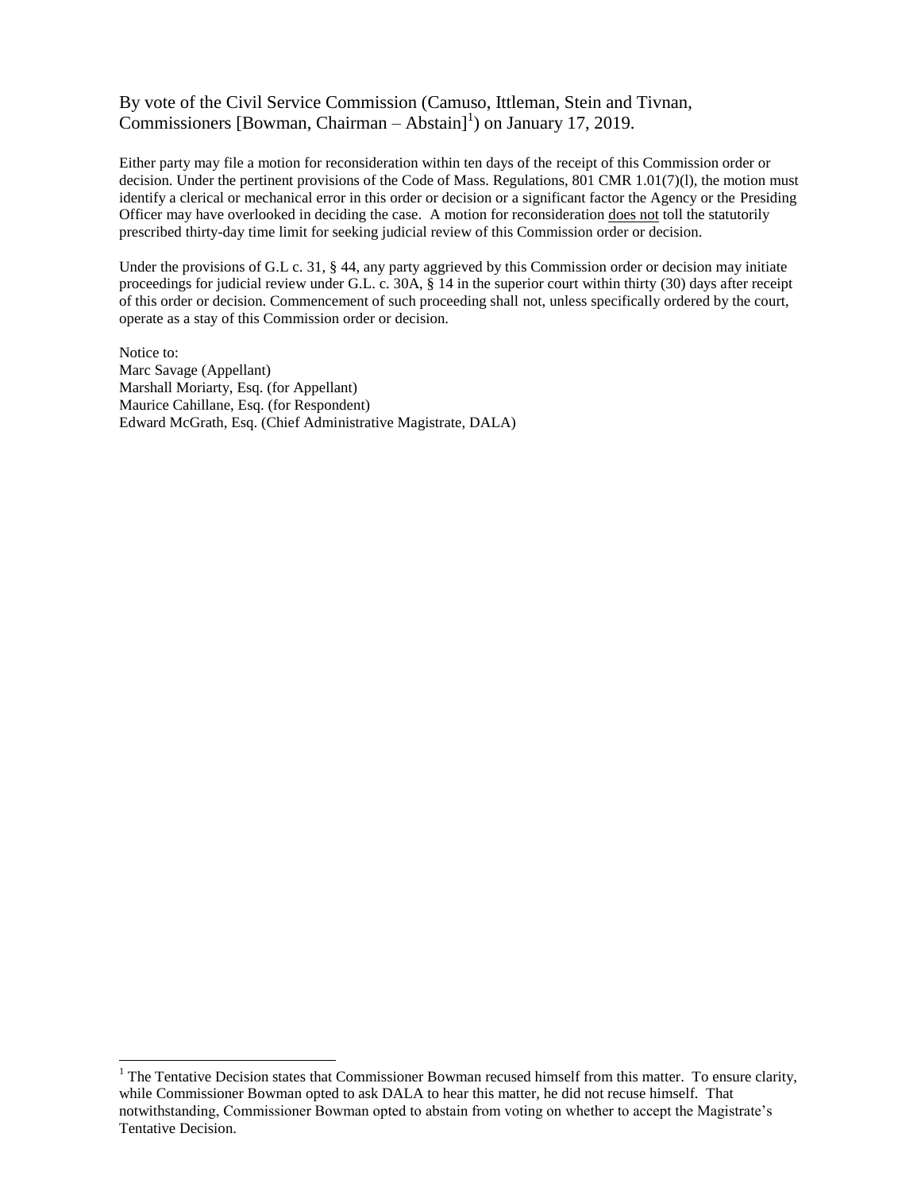By vote of the Civil Service Commission (Camuso, Ittleman, Stein and Tivnan, Commissioners [Bowman, Chairman – Abstain][1]) on January 17, 2019.

Either party may file a motion for reconsideration within ten days of the receipt of this Commission order or decision. Under the pertinent provisions of the Code of Mass. Regulations, 801 CMR 1.01(7)(l), the motion must identify a clerical or mechanical error in this order or decision or a significant factor the Agency or the Presiding Officer may have overlooked in deciding the case. A motion for reconsideration does not toll the statutorily prescribed thirty-day time limit for seeking judicial review of this Commission order or decision.

Under the provisions of G.L c. 31, § 44, any party aggrieved by this Commission order or decision may initiate proceedings for judicial review under G.L. c. 30A, § 14 in the superior court within thirty (30) days after receipt of this order or decision. Commencement of such proceeding shall not, unless specifically ordered by the court, operate as a stay of this Commission order or decision.

Notice to:
Marc Savage (Appellant)
Marshall Moriarty, Esq. (for Appellant)
Maurice Cahillane, Esq. (for Respondent)
Edward McGrath, Esq. (Chief Administrative Magistrate, DALA)

[1] The Tentative Decision states that Commissioner Bowman recused himself from this matter. To ensure clarity, while Commissioner Bowman opted to ask DALA to hear this matter, he did not recuse himself. That notwithstanding, Commissioner Bowman opted to abstain from voting on whether to accept the Magistrate's Tentative Decision.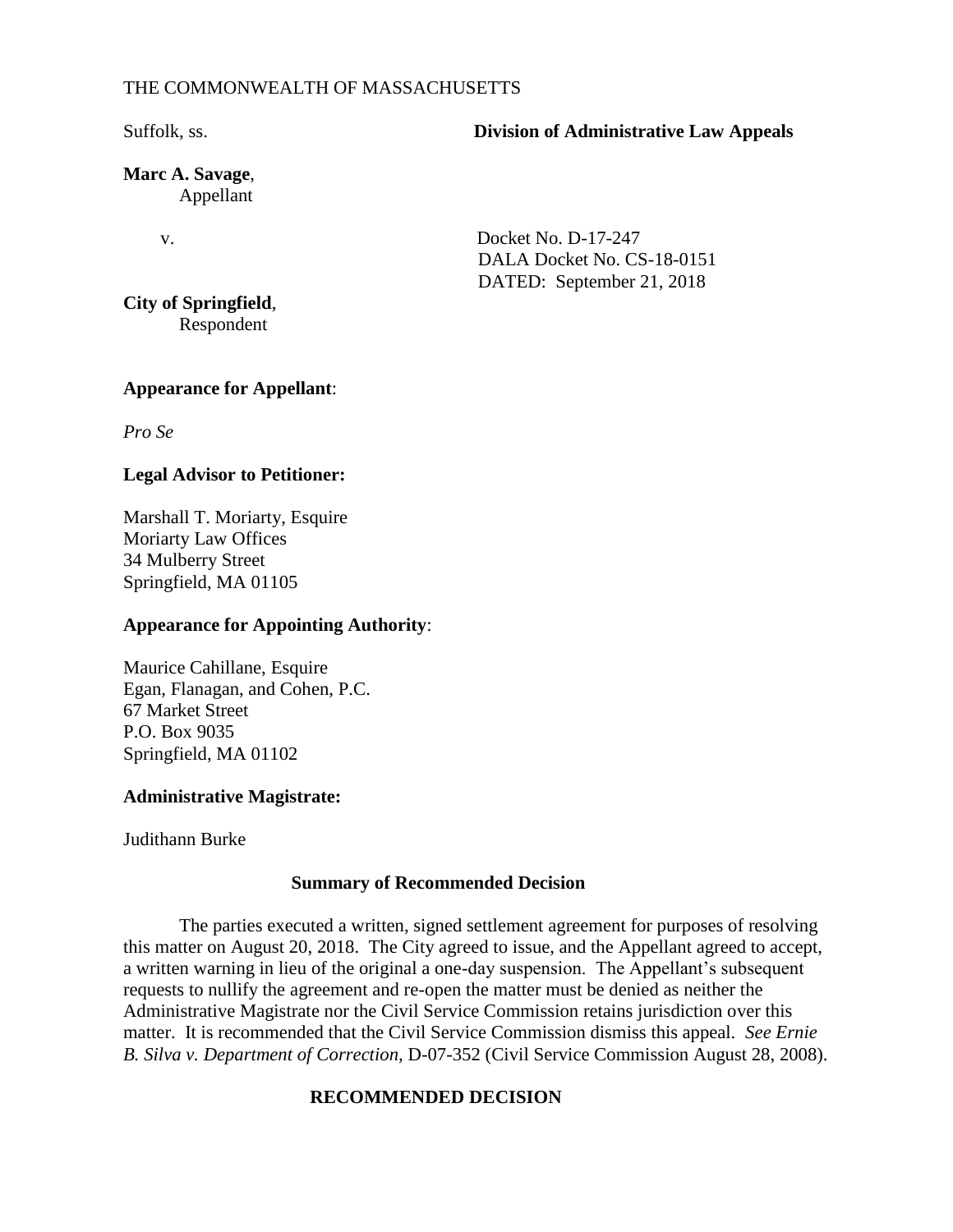THE COMMONWEALTH OF MASSACHUSETTS

Suffolk, ss. **Division of Administrative Law Appeals**

**Marc A. Savage**,
Appellant

v.

Docket No. D-17-247
DALA Docket No. CS-18-0151
DATED: September 21, 2018

**City of Springfield**,
Respondent

**Appearance for Appellant**:

*Pro Se*

**Legal Advisor to Petitioner:**

Marshall T. Moriarty, Esquire
Moriarty Law Offices
34 Mulberry Street
Springfield, MA 01105

**Appearance for Appointing Authority**:

Maurice Cahillane, Esquire
Egan, Flanagan, and Cohen, P.C.
67 Market Street
P.O. Box 9035
Springfield, MA 01102

**Administrative Magistrate:**

Judithann Burke

**Summary of Recommended Decision**

The parties executed a written, signed settlement agreement for purposes of resolving this matter on August 20, 2018. The City agreed to issue, and the Appellant agreed to accept, a written warning in lieu of the original a one-day suspension. The Appellant's subsequent requests to nullify the agreement and re-open the matter must be denied as neither the Administrative Magistrate nor the Civil Service Commission retains jurisdiction over this matter. It is recommended that the Civil Service Commission dismiss this appeal. *See Ernie B. Silva v. Department of Correction,* D-07-352 (Civil Service Commission August 28, 2008).

**RECOMMENDED DECISION**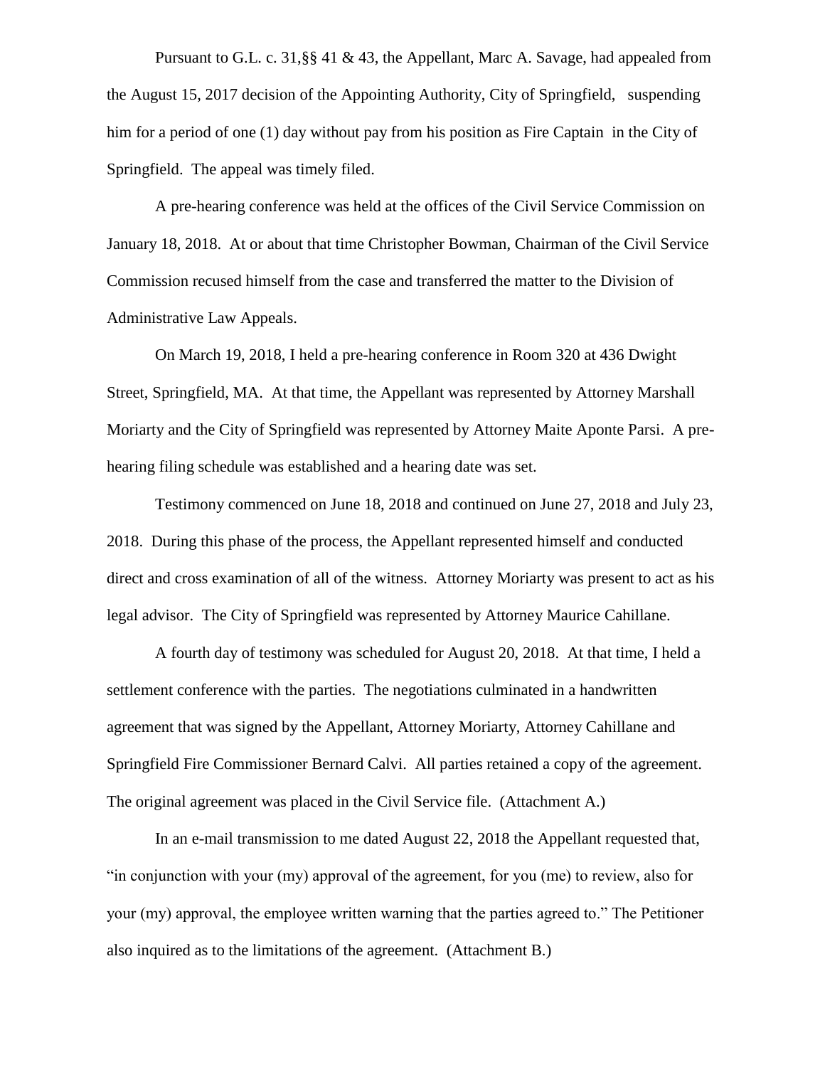Pursuant to G.L. c. 31,§§ 41 & 43, the Appellant, Marc A. Savage, had appealed from the August 15, 2017 decision of the Appointing Authority, City of Springfield, suspending him for a period of one (1) day without pay from his position as Fire Captain in the City of Springfield. The appeal was timely filed.

A pre-hearing conference was held at the offices of the Civil Service Commission on January 18, 2018. At or about that time Christopher Bowman, Chairman of the Civil Service Commission recused himself from the case and transferred the matter to the Division of Administrative Law Appeals.

On March 19, 2018, I held a pre-hearing conference in Room 320 at 436 Dwight Street, Springfield, MA. At that time, the Appellant was represented by Attorney Marshall Moriarty and the City of Springfield was represented by Attorney Maite Aponte Parsi. A pre-hearing filing schedule was established and a hearing date was set.

Testimony commenced on June 18, 2018 and continued on June 27, 2018 and July 23, 2018. During this phase of the process, the Appellant represented himself and conducted direct and cross examination of all of the witness. Attorney Moriarty was present to act as his legal advisor. The City of Springfield was represented by Attorney Maurice Cahillane.

A fourth day of testimony was scheduled for August 20, 2018. At that time, I held a settlement conference with the parties. The negotiations culminated in a handwritten agreement that was signed by the Appellant, Attorney Moriarty, Attorney Cahillane and Springfield Fire Commissioner Bernard Calvi. All parties retained a copy of the agreement. The original agreement was placed in the Civil Service file. (Attachment A.)

In an e-mail transmission to me dated August 22, 2018 the Appellant requested that, "in conjunction with your (my) approval of the agreement, for you (me) to review, also for your (my) approval, the employee written warning that the parties agreed to." The Petitioner also inquired as to the limitations of the agreement. (Attachment B.)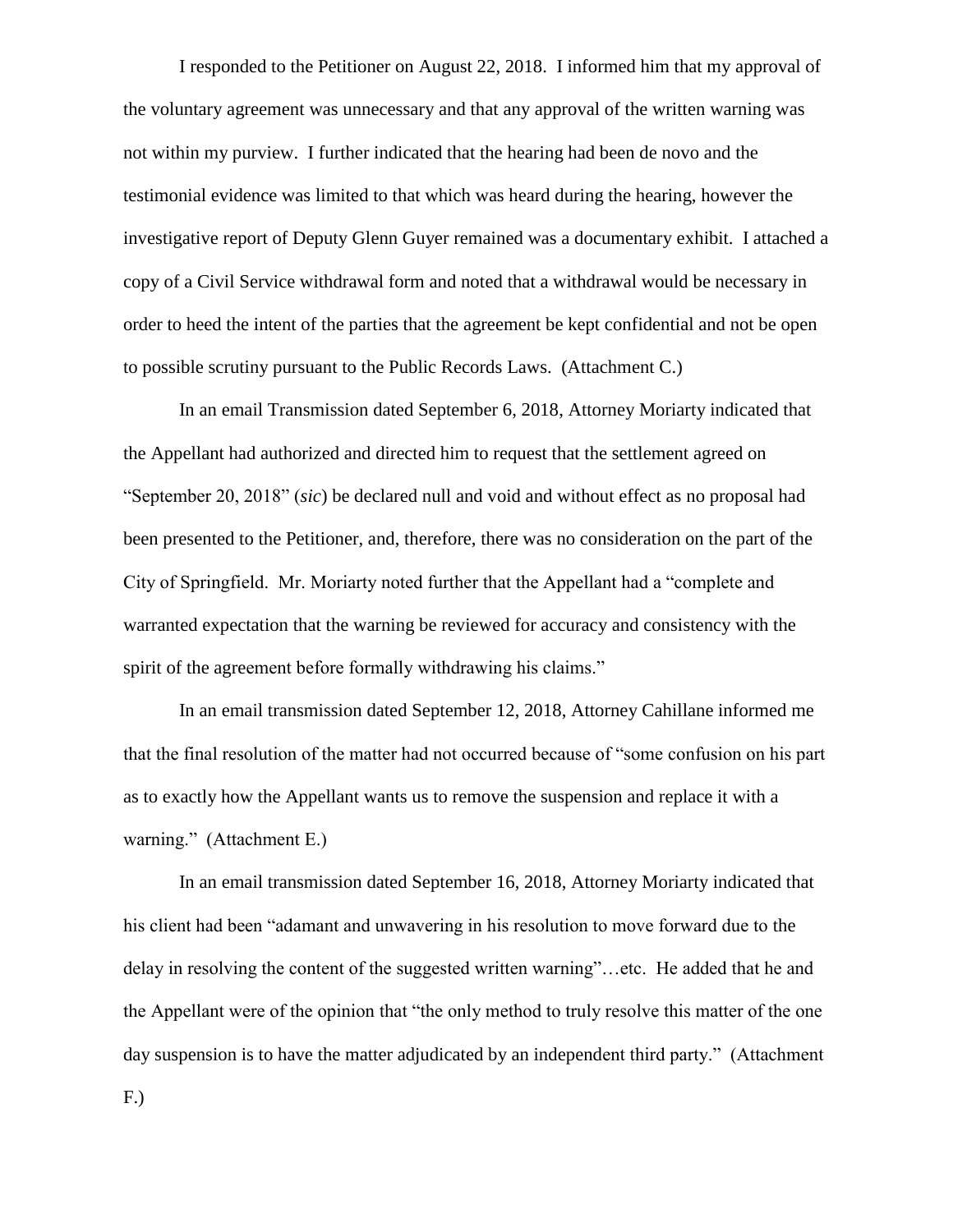I responded to the Petitioner on August 22, 2018. I informed him that my approval of the voluntary agreement was unnecessary and that any approval of the written warning was not within my purview. I further indicated that the hearing had been de novo and the testimonial evidence was limited to that which was heard during the hearing, however the investigative report of Deputy Glenn Guyer remained was a documentary exhibit. I attached a copy of a Civil Service withdrawal form and noted that a withdrawal would be necessary in order to heed the intent of the parties that the agreement be kept confidential and not be open to possible scrutiny pursuant to the Public Records Laws. (Attachment C.)

In an email Transmission dated September 6, 2018, Attorney Moriarty indicated that the Appellant had authorized and directed him to request that the settlement agreed on "September 20, 2018" (*sic*) be declared null and void and without effect as no proposal had been presented to the Petitioner, and, therefore, there was no consideration on the part of the City of Springfield. Mr. Moriarty noted further that the Appellant had a "complete and warranted expectation that the warning be reviewed for accuracy and consistency with the spirit of the agreement before formally withdrawing his claims."

In an email transmission dated September 12, 2018, Attorney Cahillane informed me that the final resolution of the matter had not occurred because of "some confusion on his part as to exactly how the Appellant wants us to remove the suspension and replace it with a warning." (Attachment E.)

In an email transmission dated September 16, 2018, Attorney Moriarty indicated that his client had been "adamant and unwavering in his resolution to move forward due to the delay in resolving the content of the suggested written warning"…etc. He added that he and the Appellant were of the opinion that "the only method to truly resolve this matter of the one day suspension is to have the matter adjudicated by an independent third party." (Attachment F.)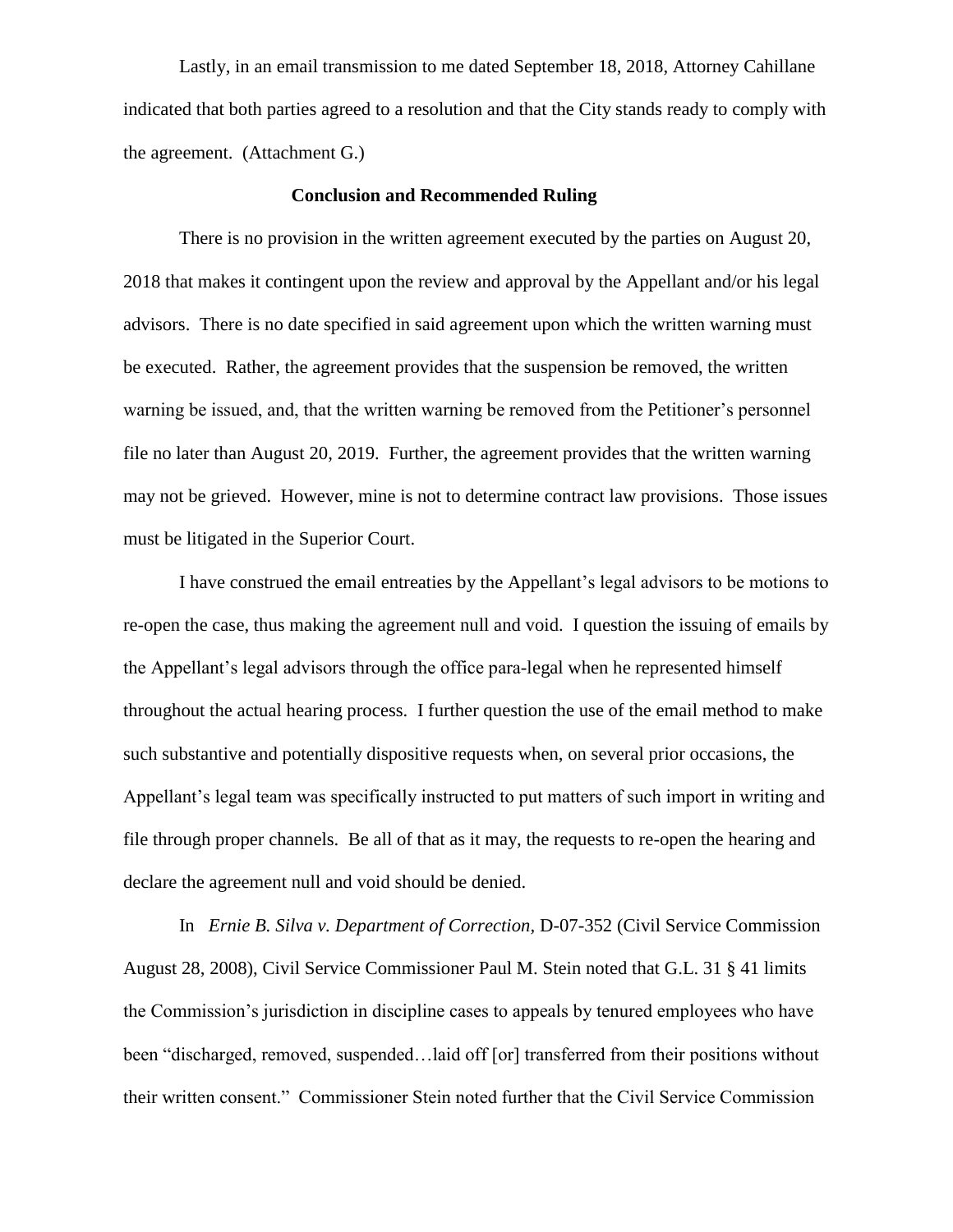Lastly, in an email transmission to me dated September 18, 2018, Attorney Cahillane indicated that both parties agreed to a resolution and that the City stands ready to comply with the agreement. (Attachment G.)

**Conclusion and Recommended Ruling**

There is no provision in the written agreement executed by the parties on August 20, 2018 that makes it contingent upon the review and approval by the Appellant and/or his legal advisors. There is no date specified in said agreement upon which the written warning must be executed. Rather, the agreement provides that the suspension be removed, the written warning be issued, and, that the written warning be removed from the Petitioner's personnel file no later than August 20, 2019. Further, the agreement provides that the written warning may not be grieved. However, mine is not to determine contract law provisions. Those issues must be litigated in the Superior Court.

I have construed the email entreaties by the Appellant's legal advisors to be motions to re-open the case, thus making the agreement null and void. I question the issuing of emails by the Appellant's legal advisors through the office para-legal when he represented himself throughout the actual hearing process. I further question the use of the email method to make such substantive and potentially dispositive requests when, on several prior occasions, the Appellant's legal team was specifically instructed to put matters of such import in writing and file through proper channels. Be all of that as it may, the requests to re-open the hearing and declare the agreement null and void should be denied.

In *Ernie B. Silva v. Department of Correction*, D-07-352 (Civil Service Commission August 28, 2008), Civil Service Commissioner Paul M. Stein noted that G.L. 31 § 41 limits the Commission's jurisdiction in discipline cases to appeals by tenured employees who have been "discharged, removed, suspended…laid off [or] transferred from their positions without their written consent." Commissioner Stein noted further that the Civil Service Commission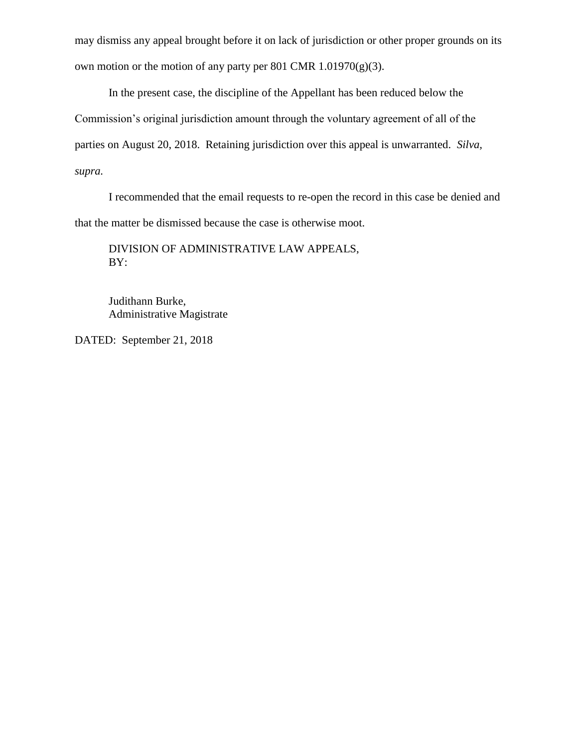may dismiss any appeal brought before it on lack of jurisdiction or other proper grounds on its own motion or the motion of any party per 801 CMR 1.01970(g)(3).

In the present case, the discipline of the Appellant has been reduced below the Commission's original jurisdiction amount through the voluntary agreement of all of the parties on August 20, 2018. Retaining jurisdiction over this appeal is unwarranted. *Silva, supra.*

I recommended that the email requests to re-open the record in this case be denied and that the matter be dismissed because the case is otherwise moot.

DIVISION OF ADMINISTRATIVE LAW APPEALS,
BY:

Judithann Burke,
Administrative Magistrate

DATED: September 21, 2018